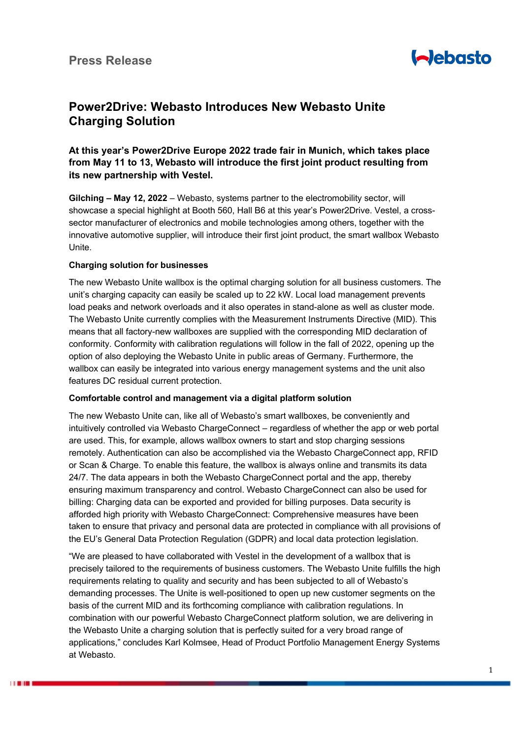Press Release

# Power2Drive: Webasto Introduces New Webasto Unite Charging Solution

**At this year's Power2Drive Europe 2022 trade fair in Munich, which takes place from May 11 to 13, Webasto will introduce the first joint product resulting from its new partnership with Vestel.**

**Gilching – May 12, 2022** – Webasto, systems partner to the electromobility sector, will showcase a special highlight at Booth 560, Hall B6 at this year's Power2Drive. Vestel, a cross-sector manufacturer of electronics and mobile technologies among others, together with the innovative automotive supplier, will introduce their first joint product, the smart wallbox Webasto Unite.

**Charging solution for businesses**

The new Webasto Unite wallbox is the optimal charging solution for all business customers. The unit's charging capacity can easily be scaled up to 22 kW. Local load management prevents load peaks and network overloads and it also operates in stand-alone as well as cluster mode. The Webasto Unite currently complies with the Measurement Instruments Directive (MID). This means that all factory-new wallboxes are supplied with the corresponding MID declaration of conformity. Conformity with calibration regulations will follow in the fall of 2022, opening up the option of also deploying the Webasto Unite in public areas of Germany. Furthermore, the wallbox can easily be integrated into various energy management systems and the unit also features DC residual current protection.

**Comfortable control and management via a digital platform solution**

The new Webasto Unite can, like all of Webasto's smart wallboxes, be conveniently and intuitively controlled via Webasto ChargeConnect – regardless of whether the app or web portal are used. This, for example, allows wallbox owners to start and stop charging sessions remotely. Authentication can also be accomplished via the Webasto ChargeConnect app, RFID or Scan & Charge. To enable this feature, the wallbox is always online and transmits its data 24/7. The data appears in both the Webasto ChargeConnect portal and the app, thereby ensuring maximum transparency and control. Webasto ChargeConnect can also be used for billing: Charging data can be exported and provided for billing purposes. Data security is afforded high priority with Webasto ChargeConnect: Comprehensive measures have been taken to ensure that privacy and personal data are protected in compliance with all provisions of the EU's General Data Protection Regulation (GDPR) and local data protection legislation.

"We are pleased to have collaborated with Vestel in the development of a wallbox that is precisely tailored to the requirements of business customers. The Webasto Unite fulfills the high requirements relating to quality and security and has been subjected to all of Webasto's demanding processes. The Unite is well-positioned to open up new customer segments on the basis of the current MID and its forthcoming compliance with calibration regulations. In combination with our powerful Webasto ChargeConnect platform solution, we are delivering in the Webasto Unite a charging solution that is perfectly suited for a very broad range of applications," concludes Karl Kolmsee, Head of Product Portfolio Management Energy Systems at Webasto.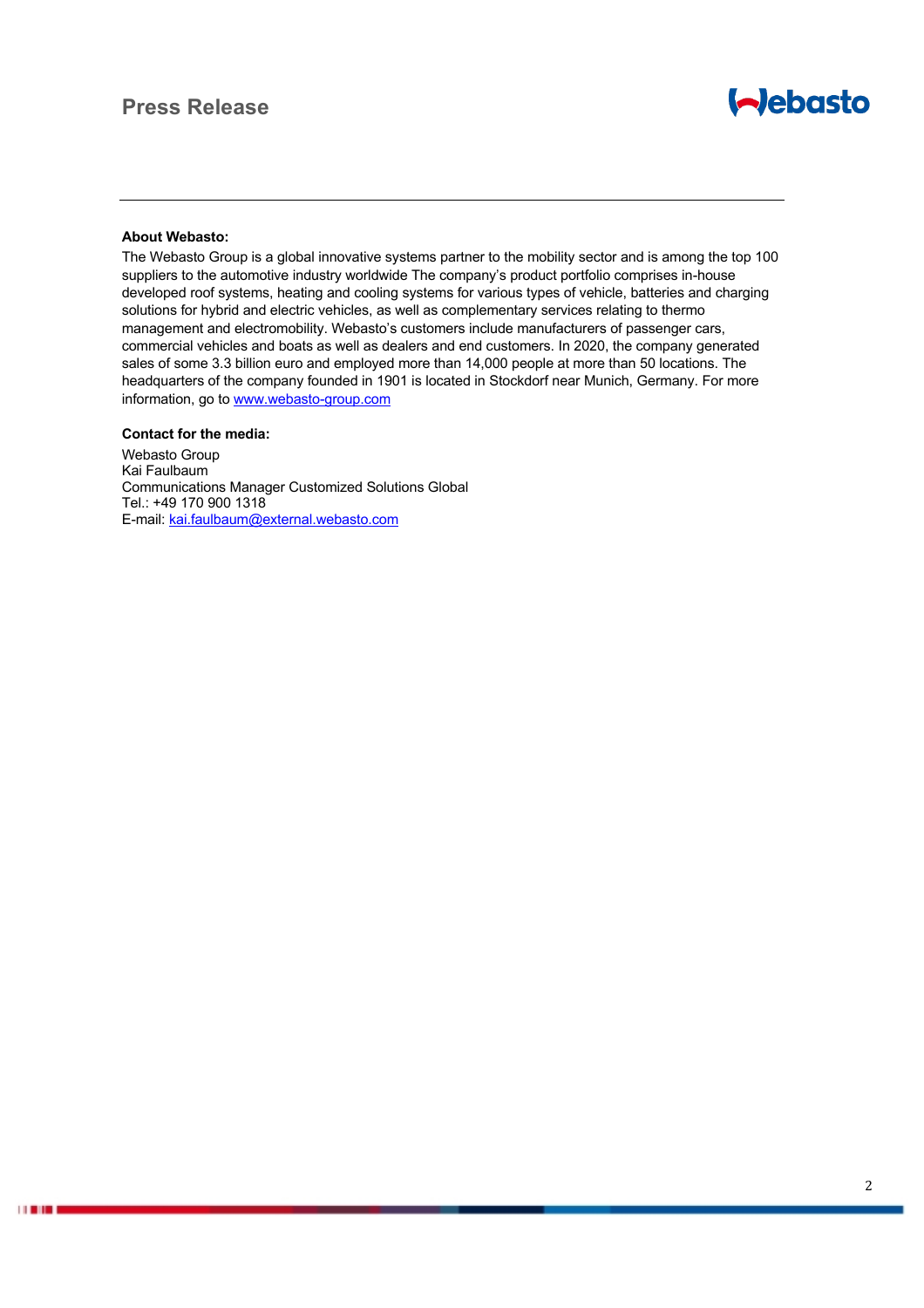**About Webasto:**

The Webasto Group is a global innovative systems partner to the mobility sector and is among the top 100 suppliers to the automotive industry worldwide The company's product portfolio comprises in-house developed roof systems, heating and cooling systems for various types of vehicle, batteries and charging solutions for hybrid and electric vehicles, as well as complementary services relating to thermo management and electromobility. Webasto's customers include manufacturers of passenger cars, commercial vehicles and boats as well as dealers and end customers. In 2020, the company generated sales of some 3.3 billion euro and employed more than 14,000 people at more than 50 locations. The headquarters of the company founded in 1901 is located in Stockdorf near Munich, Germany. For more information, go to [www.webasto-group.com](www.webasto-group.com)

**Contact for the media:**

Webasto Group
Kai Faulbaum
Communications Manager Customized Solutions Global
Tel.: +49 170 900 1318
E-mail: [kai.faulbaum@external.webasto.com](mailto:kai.faulbaum@external.webasto.com)